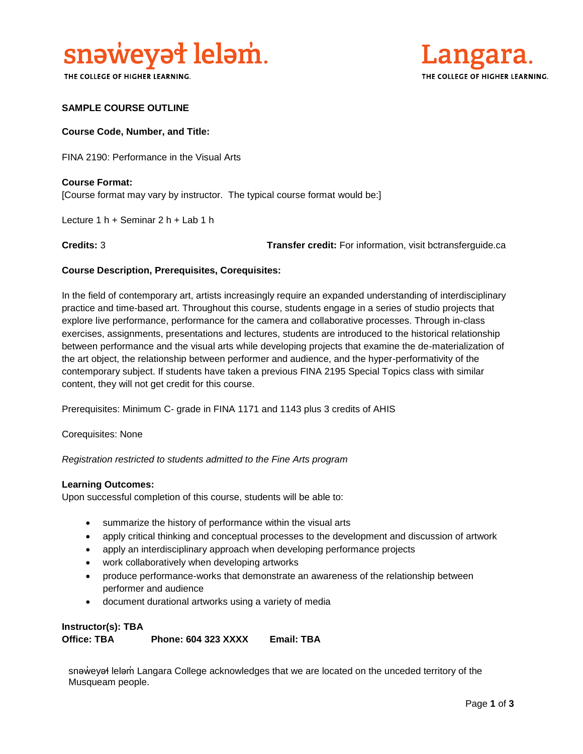snəw̓eyəɬ leləm̓.
THE COLLEGE OF HIGHER LEARNING.

Langara.
THE COLLEGE OF HIGHER LEARNING.

**SAMPLE COURSE OUTLINE**

**Course Code, Number, and Title:**

FINA 2190: Performance in the Visual Arts

**Course Format:**
[Course format may vary by instructor. The typical course format would be:]

Lecture 1 h + Seminar 2 h + Lab 1 h

**Credits:** 3 **Transfer credit:** For information, visit bctransferguide.ca

**Course Description, Prerequisites, Corequisites:**

In the field of contemporary art, artists increasingly require an expanded understanding of interdisciplinary practice and time-based art. Throughout this course, students engage in a series of studio projects that explore live performance, performance for the camera and collaborative processes. Through in-class exercises, assignments, presentations and lectures, students are introduced to the historical relationship between performance and the visual arts while developing projects that examine the de-materialization of the art object, the relationship between performer and audience, and the hyper-performativity of the contemporary subject. If students have taken a previous FINA 2195 Special Topics class with similar content, they will not get credit for this course.

Prerequisites: Minimum C- grade in FINA 1171 and 1143 plus 3 credits of AHIS

Corequisites: None

*Registration restricted to students admitted to the Fine Arts program*

**Learning Outcomes:**
Upon successful completion of this course, students will be able to:

- summarize the history of performance within the visual arts
- apply critical thinking and conceptual processes to the development and discussion of artwork
- apply an interdisciplinary approach when developing performance projects
- work collaboratively when developing artworks
- produce performance-works that demonstrate an awareness of the relationship between performer and audience
- document durational artworks using a variety of media

**Instructor(s): TBA**
**Office: TBA** **Phone: 604 323 XXXX** **Email: TBA**

snəw̓eyəɬ leləm̓ Langara College acknowledges that we are located on the unceded territory of the Musqueam people.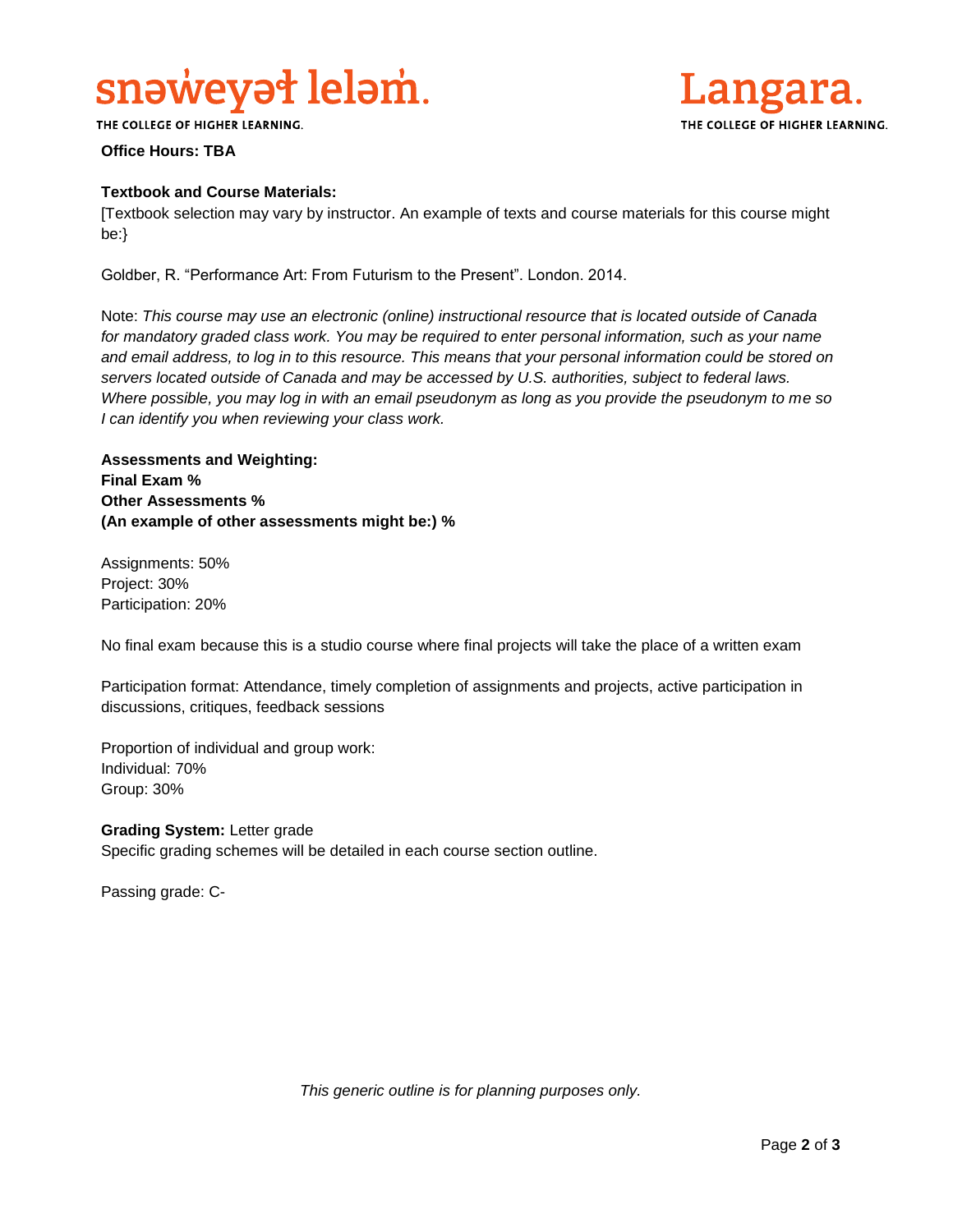**Office Hours: TBA**

**Textbook and Course Materials:**
[Textbook selection may vary by instructor. An example of texts and course materials for this course might be:}

Goldber, R. “Performance Art: From Futurism to the Present”. London. 2014.

Note: *This course may use an electronic (online) instructional resource that is located outside of Canada for mandatory graded class work. You may be required to enter personal information, such as your name and email address, to log in to this resource. This means that your personal information could be stored on servers located outside of Canada and may be accessed by U.S. authorities, subject to federal laws. Where possible, you may log in with an email pseudonym as long as you provide the pseudonym to me so I can identify you when reviewing your class work.*

**Assessments and Weighting:**
**Final Exam %**
**Other Assessments %**
**(An example of other assessments might be:) %**

Assignments: 50%
Project: 30%
Participation: 20%

No final exam because this is a studio course where final projects will take the place of a written exam

Participation format: Attendance, timely completion of assignments and projects, active participation in discussions, critiques, feedback sessions

Proportion of individual and group work:
Individual: 70%
Group: 30%

**Grading System:** Letter grade
Specific grading schemes will be detailed in each course section outline.

Passing grade: C-

*This generic outline is for planning purposes only.*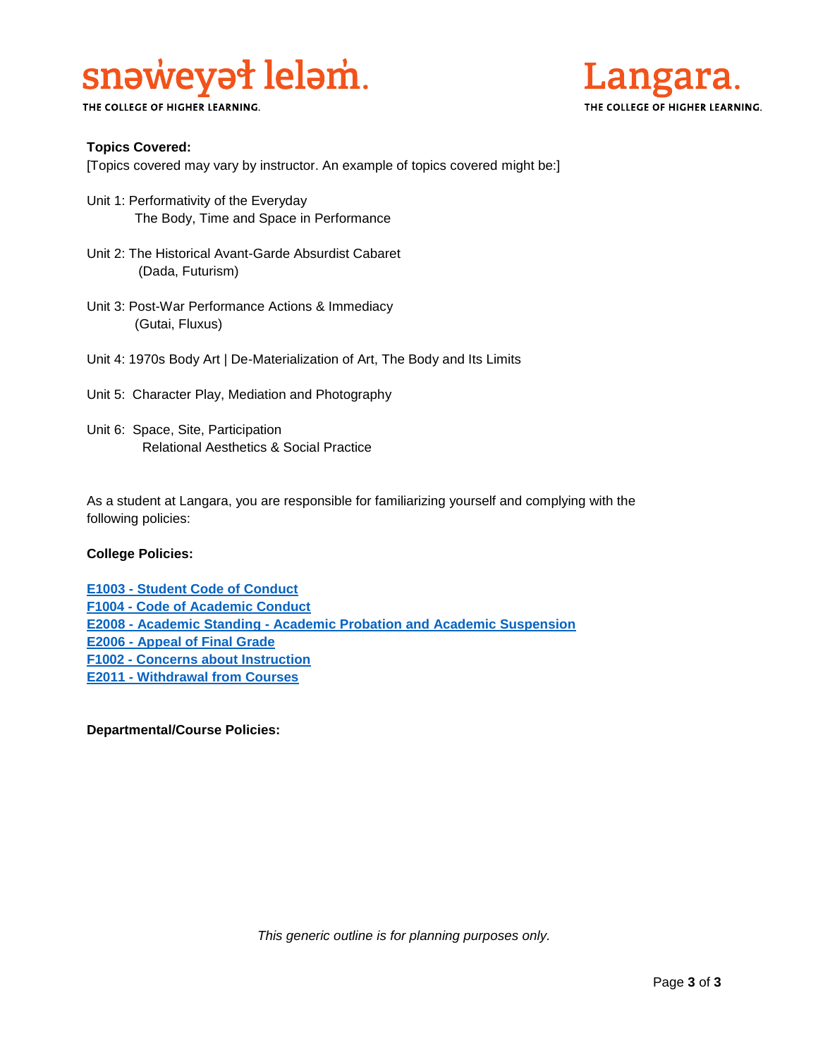**Topics Covered:**

[Topics covered may vary by instructor. An example of topics covered might be:]

Unit 1: Performativity of the Everyday
The Body, Time and Space in Performance

Unit 2: The Historical Avant-Garde Absurdist Cabaret
(Dada, Futurism)

Unit 3: Post-War Performance Actions & Immediacy
(Gutai, Fluxus)

Unit 4: 1970s Body Art | De-Materialization of Art, The Body and Its Limits

Unit 5: Character Play, Mediation and Photography

Unit 6: Space, Site, Participation
Relational Aesthetics & Social Practice

As a student at Langara, you are responsible for familiarizing yourself and complying with the following policies:

**College Policies:**

**E1003 - Student Code of Conduct**
**F1004 - Code of Academic Conduct**
**E2008 - Academic Standing - Academic Probation and Academic Suspension**
**E2006 - Appeal of Final Grade**
**F1002 - Concerns about Instruction**
**E2011 - Withdrawal from Courses**

**Departmental/Course Policies:**

*This generic outline is for planning purposes only.*